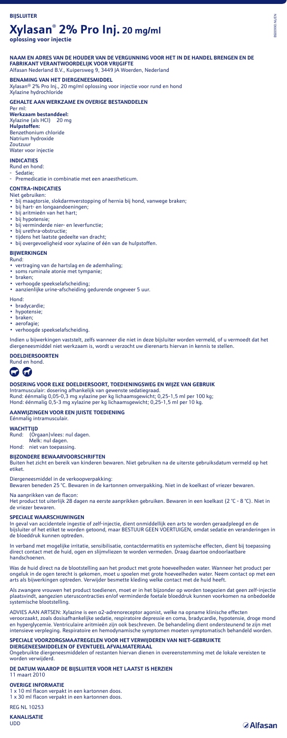**BIJSLUITER**

# Xylasan® 2% Pro Inj. 20 mg/ml

**oplossing voor injectie**

## NAAM EN ADRES VAN DE HOUDER VAN DE VERGUNNING VOOR HET IN DE HANDEL BRENGEN EN DE FABRIKANT VERANTWOORDELIJK VOOR VRIJGIFTE

Alfasan Nederland B.V., Kuipersweg 9, 3449 JA Woerden, Nederland

## BENAMING VAN HET DIERGENEESMIDDEL

Xylasan® 2% Pro Inj., 20 mg/ml oplossing voor injectie voor rund en hond
Xylazine hydrochloride

## GEHALTE AAN WERKZAME EN OVERIGE BESTANDDELEN

Per ml:
**Werkzaam bestanddeel:**
Xylazine (als HCl) 20 mg
**Hulpstoffen:**
Benzethonium chloride
Natrium hydroxide
Zoutzuur
Water voor injectie

## INDICATIES

Rund en hond:
- Sedatie;
- Premedicatie in combinatie met een anaestheticum.

## CONTRA-INDICATIES

Niet gebruiken:
- bij maagtorsie, slokdarmverstopping of hernia bij hond, vanwege braken;
- bij hart- en longaandoeningen;
- bij aritmieën van het hart;
- bij hypotensie;
- bij verminderde nier- en leverfunctie;
- bij urethra-obstructie;
- tijdens het laatste gedeelte van dracht;
- bij overgevoeligheid voor xylazine of één van de hulpstoffen.

## BIJWERKINGEN

Rund:
- vertraging van de hartslag en de ademhaling;
- soms ruminale atonie met tympanie;
- braken;
- verhoogde speekselafscheiding;
- aanzienlijke urine-afscheiding gedurende ongeveer 5 uur.

Hond:
- bradycardie;
- hypotensie;
- braken;
- aerofagie;
- verhoogde speekselafscheiding.

Indien u bijwerkingen vaststelt, zelfs wanneer die niet in deze bijsluiter worden vermeld, of u vermoedt dat het diergeneesmiddel niet werkzaam is, wordt u verzocht uw dierenarts hiervan in kennis te stellen.

## DOELDIERSOORTEN

Rund en hond.

## DOSERING VOOR ELKE DOELDIERSOORT, TOEDIENINGSWEG EN WIJZE VAN GEBRUIK

Intramusculair: dosering afhankelijk van gewenste sedatiegraad.
Rund: éénmalig 0,05-0,3 mg xylazine per kg lichaamsgewicht; 0,25-1,5 ml per 100 kg;
Hond: éénmalig 0,5-3 mg xylazine per kg lichaamsgewicht; 0,25-1,5 ml per 10 kg.

## AANWIJZINGEN VOOR EEN JUISTE TOEDIENING

Eénmalig intramusculair.

## WACHTTIJD

Rund: (Orgaan)vlees: nul dagen.
Melk: nul dagen.
Hond: niet van toepassing.

## BIJZONDERE BEWAARVOORSCHRIFTEN

Buiten het zicht en bereik van kinderen bewaren. Niet gebruiken na de uiterste gebruiksdatum vermeld op het etiket.

Diergeneesmiddel in de verkoopverpakking:
Bewaren beneden 25 °C. Bewaren in de kartonnen omverpakking. Niet in de koelkast of vriezer bewaren.

Na aanprikken van de flacon:
Het product tot uiterlijk 28 dagen na eerste aanprikken gebruiken. Bewaren in een koelkast (2 °C - 8 °C). Niet in de vriezer bewaren.

## SPECIALE WAARSCHUWINGEN

In geval van accidentele ingestie of zelf-injectie, dient onmiddellijk een arts te worden geraadpleegd en de bijsluiter of het etiket te worden getoond, maar BESTUUR GEEN VOERTUIGEN, omdat sedatie en veranderingen in de bloeddruk kunnen optreden.

In verband met mogelijke irritatie, sensibilisatie, contactdermatitis en systemische effecten, dient bij toepassing direct contact met de huid, ogen en slijmvliezen te worden vermeden. Draag daartoe ondoorlaatbare handschoenen.

Was de huid direct na de blootstelling aan het product met grote hoeveelheden water. Wanneer het product per ongeluk in de ogen terecht is gekomen, moet u spoelen met grote hoeveelheden water. Neem contact op met een arts als bijwerkingen optreden. Verwijder besmette kleding welke contact met de huid heeft.

Als zwangere vrouwen het product toedienen, moet er in het bijzonder op worden toegezien dat geen zelf-injectie plaatsvindt, aangezien uteruscontracties en/of verminderde foetale bloeddruk kunnen voorkomen na onbedoelde systemische blootstelling.

ADVIES AAN ARTSEN: Xylazine is een α2-adrenoreceptor agonist, welke na opname klinische effecten veroorzaakt, zoals dosisafhankelijke sedatie, respiratoire depressie en coma, bradycardie, hypotensie, droge mond en hyperglycemie. Ventriculaire aritmieën zijn ook beschreven. De behandeling dient ondersteunend te zijn met intensieve verpleging. Respiratoire en hemodynamische symptomen moeten symptomatisch behandeld worden.

## SPECIALE VOORZORGSMAATREGELEN VOOR HET VERWIJDEREN VAN NIET-GEBRUIKTE DIERGENEESMIDDELEN OF EVENTUEEL AFVALMATERIAAL

Ongebruikte diergeneesmiddelen of restanten hiervan dienen in overeenstemming met de lokale vereisten te worden verwijderd.

## DE DATUM WAAROP DE BIJSLUITER VOOR HET LAATST IS HERZIEN

11 maart 2010

## OVERIGE INFORMATIE

1 x 10 ml flacon verpakt in een kartonnen doos.
1 x 30 ml flacon verpakt in een kartonnen doos.

REG NL 10253

## KANALISATIE

UDD

Alfasan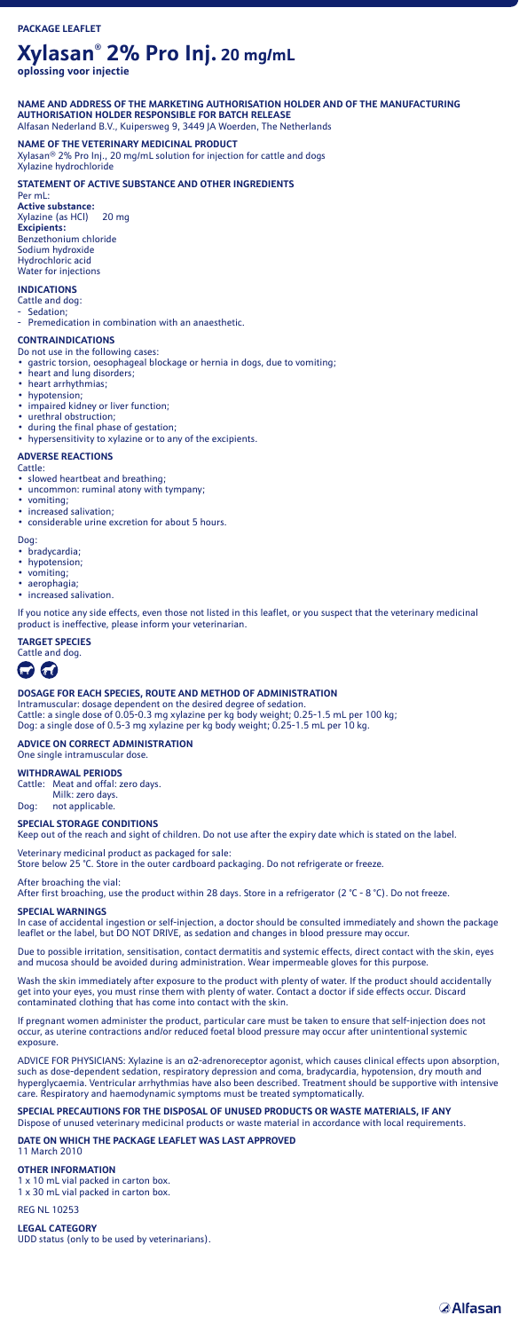**PACKAGE LEAFLET**

# Xylasan® 2% Pro Inj. 20 mg/mL

**oplossing voor injectie**

## NAME AND ADDRESS OF THE MARKETING AUTHORISATION HOLDER AND OF THE MANUFACTURING AUTHORISATION HOLDER RESPONSIBLE FOR BATCH RELEASE

Alfasan Nederland B.V., Kuipersweg 9, 3449 JA Woerden, The Netherlands

## NAME OF THE VETERINARY MEDICINAL PRODUCT

Xylasan® 2% Pro Inj., 20 mg/mL solution for injection for cattle and dogs
Xylazine hydrochloride

## STATEMENT OF ACTIVE SUBSTANCE AND OTHER INGREDIENTS

Per mL:
**Active substance:**
Xylazine (as HCl) 20 mg
**Excipients:**
Benzethonium chloride
Sodium hydroxide
Hydrochloric acid
Water for injections

## INDICATIONS

Cattle and dog:
- Sedation;
- Premedication in combination with an anaesthetic.

## CONTRAINDICATIONS

Do not use in the following cases:
- gastric torsion, oesophageal blockage or hernia in dogs, due to vomiting;
- heart and lung disorders;
- heart arrhythmias;
- hypotension;
- impaired kidney or liver function;
- urethral obstruction;
- during the final phase of gestation;
- hypersensitivity to xylazine or to any of the excipients.

## ADVERSE REACTIONS

Cattle:
- slowed heartbeat and breathing;
- uncommon: ruminal atony with tympany;
- vomiting;
- increased salivation;
- considerable urine excretion for about 5 hours.

Dog:
- bradycardia;
- hypotension;
- vomiting;
- aerophagia;
- increased salivation.

If you notice any side effects, even those not listed in this leaflet, or you suspect that the veterinary medicinal product is ineffective, please inform your veterinarian.

## TARGET SPECIES

Cattle and dog.

## DOSAGE FOR EACH SPECIES, ROUTE AND METHOD OF ADMINISTRATION

Intramuscular: dosage dependent on the desired degree of sedation.
Cattle: a single dose of 0.05-0.3 mg xylazine per kg body weight; 0.25-1.5 mL per 100 kg;
Dog: a single dose of 0.5-3 mg xylazine per kg body weight; 0.25-1.5 mL per 10 kg.

## ADVICE ON CORRECT ADMINISTRATION

One single intramuscular dose.

## WITHDRAWAL PERIODS

Cattle: Meat and offal: zero days.
Milk: zero days.
Dog: not applicable.

## SPECIAL STORAGE CONDITIONS

Keep out of the reach and sight of children. Do not use after the expiry date which is stated on the label.

Veterinary medicinal product as packaged for sale:
Store below 25 °C. Store in the outer cardboard packaging. Do not refrigerate or freeze.

After broaching the vial:
After first broaching, use the product within 28 days. Store in a refrigerator (2 °C - 8 °C). Do not freeze.

## SPECIAL WARNINGS

In case of accidental ingestion or self-injection, a doctor should be consulted immediately and shown the package leaflet or the label, but DO NOT DRIVE, as sedation and changes in blood pressure may occur.

Due to possible irritation, sensitisation, contact dermatitis and systemic effects, direct contact with the skin, eyes and mucosa should be avoided during administration. Wear impermeable gloves for this purpose.

Wash the skin immediately after exposure to the product with plenty of water. If the product should accidentally get into your eyes, you must rinse them with plenty of water. Contact a doctor if side effects occur. Discard contaminated clothing that has come into contact with the skin.

If pregnant women administer the product, particular care must be taken to ensure that self-injection does not occur, as uterine contractions and/or reduced foetal blood pressure may occur after unintentional systemic exposure.

ADVICE FOR PHYSICIANS: Xylazine is an α2-adrenoreceptor agonist, which causes clinical effects upon absorption, such as dose-dependent sedation, respiratory depression and coma, bradycardia, hypotension, dry mouth and hyperglycaemia. Ventricular arrhythmias have also been described. Treatment should be supportive with intensive care. Respiratory and haemodynamic symptoms must be treated symptomatically.

## SPECIAL PRECAUTIONS FOR THE DISPOSAL OF UNUSED PRODUCTS OR WASTE MATERIALS, IF ANY

Dispose of unused veterinary medicinal products or waste material in accordance with local requirements.

## DATE ON WHICH THE PACKAGE LEAFLET WAS LAST APPROVED

11 March 2010

## OTHER INFORMATION

1 x 10 mL vial packed in carton box.
1 x 30 mL vial packed in carton box.

REG NL 10253

## LEGAL CATEGORY

UDD status (only to be used by veterinarians).

Alfasan